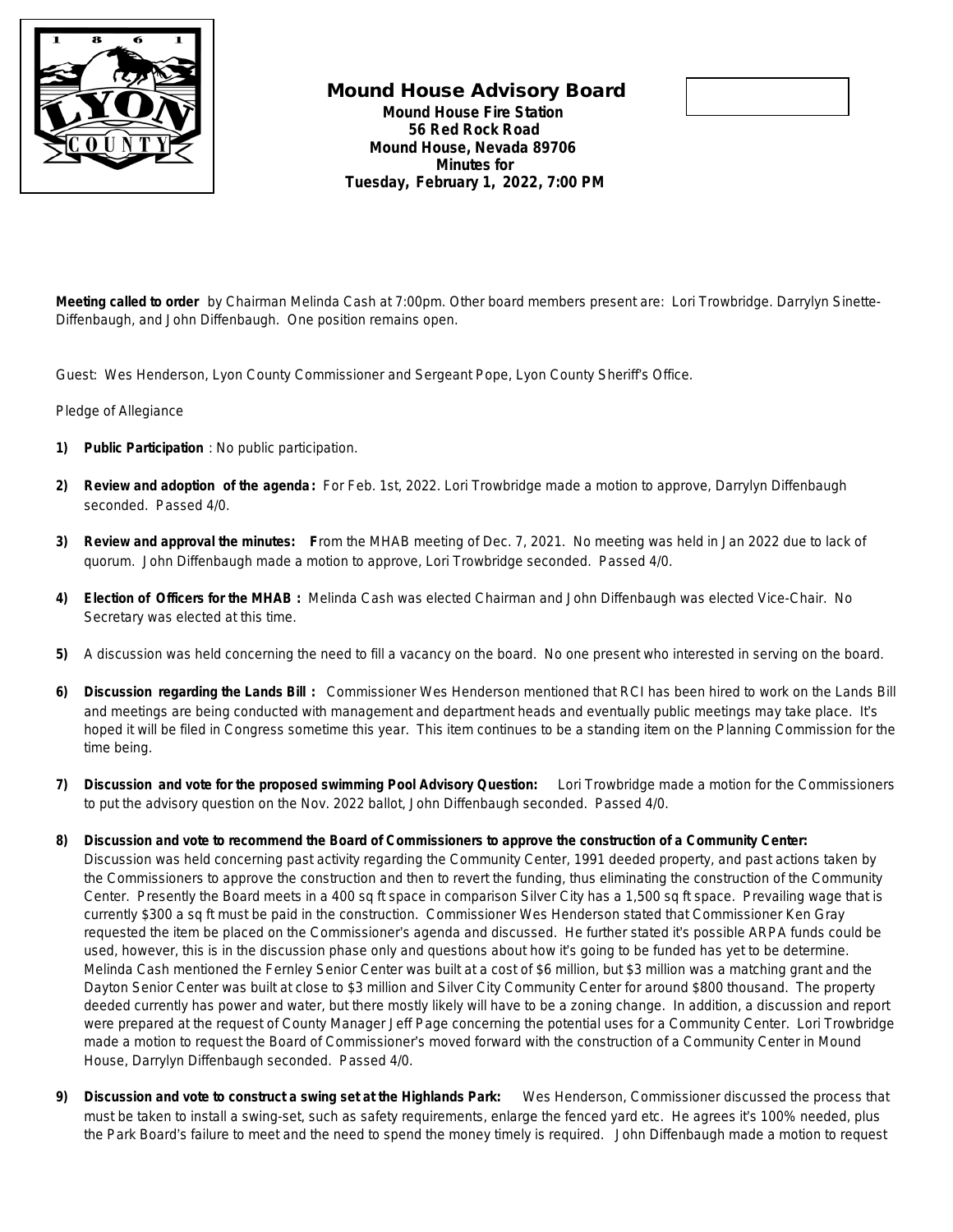# Mound House Advisory Board

**Mound House Fire Station**
**56 Red Rock Road**
**Mound House, Nevada 89706**
**Minutes for**
**Tuesday, February 1, 2022, 7:00 PM**

**Meeting called to order** by Chairman Melinda Cash at 7:00pm. Other board members present are: Lori Trowbridge. Darrylyn Sinette-Diffenbaugh, and John Diffenbaugh. One position remains open.

Guest: Wes Henderson, Lyon County Commissioner and Sergeant Pope, Lyon County Sheriff's Office.

Pledge of Allegiance

1) **Public Participation** : No public participation.

2) **Review and adoption of the agenda:** For Feb. 1st, 2022. Lori Trowbridge made a motion to approve, Darrylyn Diffenbaugh seconded. Passed 4/0.

3) **Review and approval the minutes: F**rom the MHAB meeting of Dec. 7, 2021. No meeting was held in Jan 2022 due to lack of quorum. John Diffenbaugh made a motion to approve, Lori Trowbridge seconded. Passed 4/0.

4) **Election of Officers for the MHAB :** Melinda Cash was elected Chairman and John Diffenbaugh was elected Vice-Chair. No Secretary was elected at this time.

5) A discussion was held concerning the need to fill a vacancy on the board. No one present who interested in serving on the board.

6) **Discussion regarding the Lands Bill :** Commissioner Wes Henderson mentioned that RCI has been hired to work on the Lands Bill and meetings are being conducted with management and department heads and eventually public meetings may take place. It's hoped it will be filed in Congress sometime this year. This item continues to be a standing item on the Planning Commission for the time being.

7) **Discussion and vote for the proposed swimming Pool Advisory Question:** Lori Trowbridge made a motion for the Commissioners to put the advisory question on the Nov. 2022 ballot, John Diffenbaugh seconded. Passed 4/0.

8) **Discussion and vote to recommend the Board of Commissioners to approve the construction of a Community Center:** Discussion was held concerning past activity regarding the Community Center, 1991 deeded property, and past actions taken by the Commissioners to approve the construction and then to revert the funding, thus eliminating the construction of the Community Center. Presently the Board meets in a 400 sq ft space in comparison Silver City has a 1,500 sq ft space. Prevailing wage that is currently $300 a sq ft must be paid in the construction. Commissioner Wes Henderson stated that Commissioner Ken Gray requested the item be placed on the Commissioner's agenda and discussed. He further stated it's possible ARPA funds could be used, however, this is in the discussion phase only and questions about how it's going to be funded has yet to be determine. Melinda Cash mentioned the Fernley Senior Center was built at a cost of $6 million, but $3 million was a matching grant and the Dayton Senior Center was built at close to $3 million and Silver City Community Center for around $800 thousand. The property deeded currently has power and water, but there mostly likely will have to be a zoning change. In addition, a discussion and report were prepared at the request of County Manager Jeff Page concerning the potential uses for a Community Center. Lori Trowbridge made a motion to request the Board of Commissioner's moved forward with the construction of a Community Center in Mound House, Darrylyn Diffenbaugh seconded. Passed 4/0.

9) **Discussion and vote to construct a swing set at the Highlands Park:** Wes Henderson, Commissioner discussed the process that must be taken to install a swing-set, such as safety requirements, enlarge the fenced yard etc. He agrees it's 100% needed, plus the Park Board's failure to meet and the need to spend the money timely is required. John Diffenbaugh made a motion to request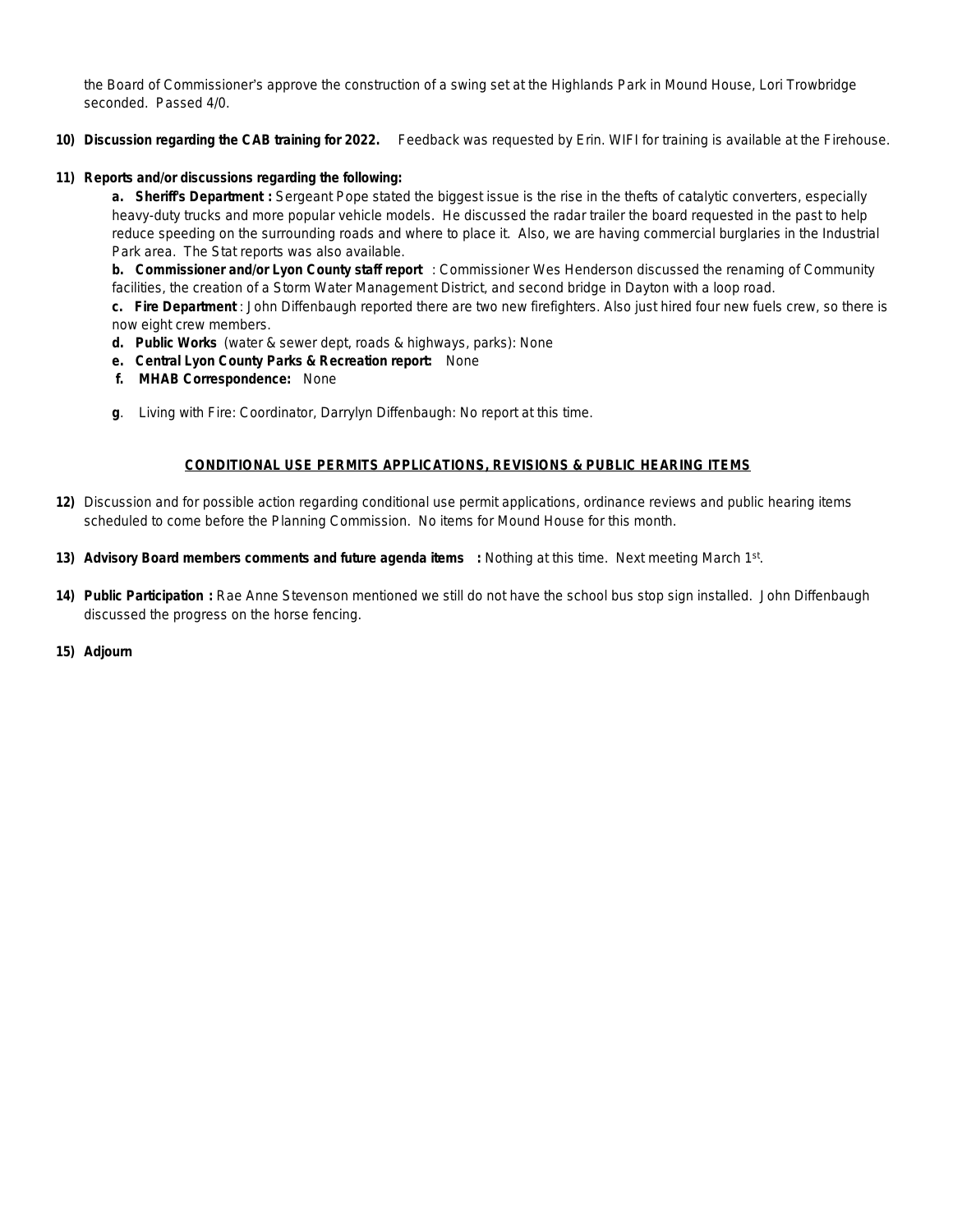the Board of Commissioner's approve the construction of a swing set at the Highlands Park in Mound House, Lori Trowbridge seconded. Passed 4/0.

10) **Discussion regarding the CAB training for 2022.** Feedback was requested by Erin. WIFI for training is available at the Firehouse.

11) **Reports and/or discussions regarding the following:**

   **a. Sheriff's Department :** Sergeant Pope stated the biggest issue is the rise in the thefts of catalytic converters, especially heavy-duty trucks and more popular vehicle models. He discussed the radar trailer the board requested in the past to help reduce speeding on the surrounding roads and where to place it. Also, we are having commercial burglaries in the Industrial Park area. The Stat reports was also available.

   **b. Commissioner and/or Lyon County staff report** : Commissioner Wes Henderson discussed the renaming of Community facilities, the creation of a Storm Water Management District, and second bridge in Dayton with a loop road.

   **c. Fire Department** : John Diffenbaugh reported there are two new firefighters. Also just hired four new fuels crew, so there is now eight crew members.

   **d. Public Works** (water & sewer dept, roads & highways, parks): None

   **e. Central Lyon County Parks & Recreation report:** None

   **f. MHAB Correspondence:** None

   **g**. Living with Fire: Coordinator, Darrylyn Diffenbaugh: No report at this time.

**CONDITIONAL USE PERMITS APPLICATIONS, REVISIONS & PUBLIC HEARING ITEMS**

12) Discussion and for possible action regarding conditional use permit applications, ordinance reviews and public hearing items scheduled to come before the Planning Commission. No items for Mound House for this month.

13) **Advisory Board members comments and future agenda items :** Nothing at this time. Next meeting March 1st.

14) **Public Participation :** Rae Anne Stevenson mentioned we still do not have the school bus stop sign installed. John Diffenbaugh discussed the progress on the horse fencing.

15) **Adjourn**